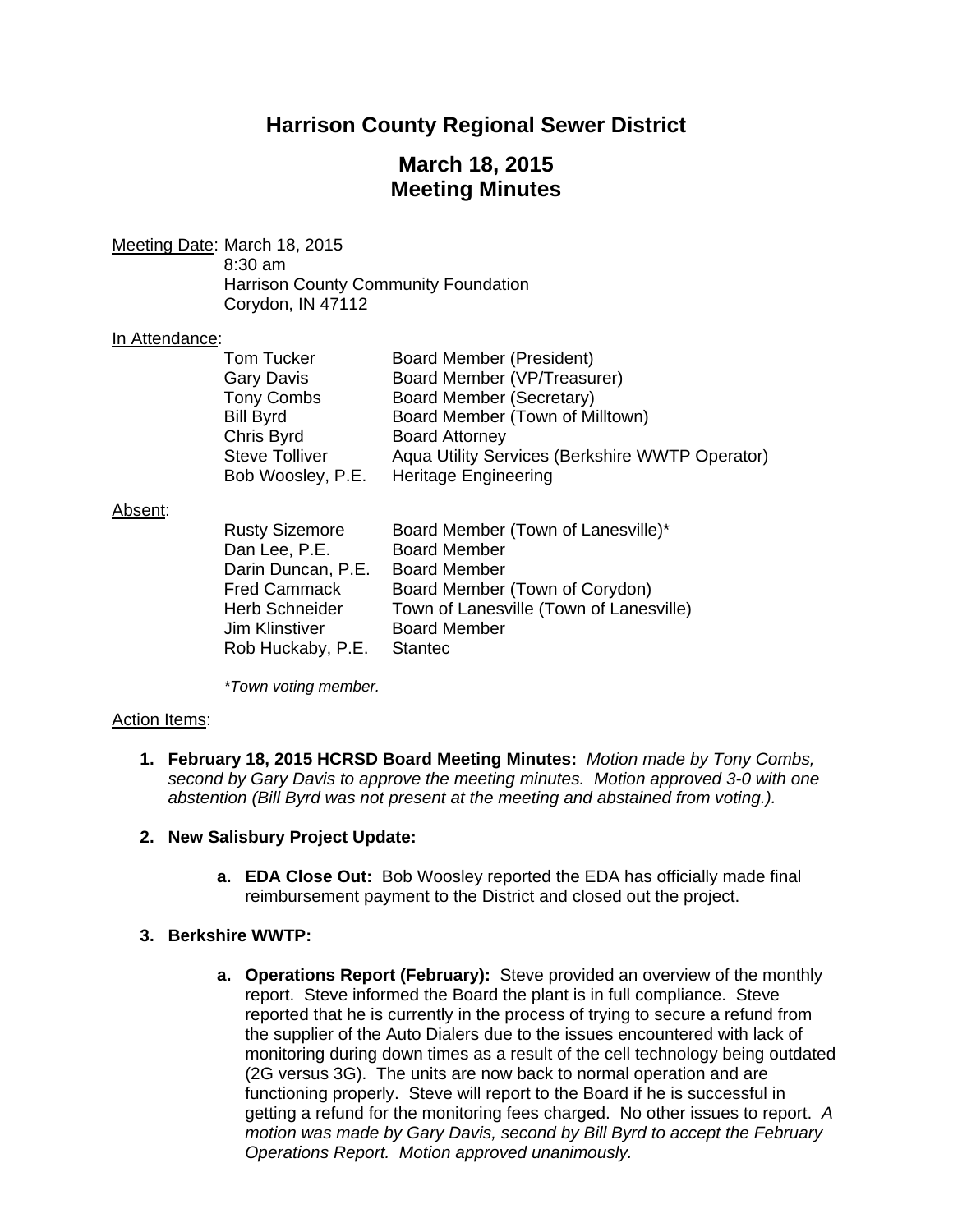# Harrison County Regional Sewer District

## March 18, 2015
## Meeting Minutes

Meeting Date: March 18, 2015
8:30 am
Harrison County Community Foundation
Corydon, IN 47112

In Attendance:

| | |
|---|---|
| Tom Tucker | Board Member (President) |
| Gary Davis | Board Member (VP/Treasurer) |
| Tony Combs | Board Member (Secretary) |
| Bill Byrd | Board Member (Town of Milltown) |
| Chris Byrd | Board Attorney |
| Steve Tolliver | Aqua Utility Services (Berkshire WWTP Operator) |
| Bob Woosley, P.E. | Heritage Engineering |

Absent:

| | |
|---|---|
| Rusty Sizemore | Board Member (Town of Lanesville)* |
| Dan Lee, P.E. | Board Member |
| Darin Duncan, P.E. | Board Member |
| Fred Cammack | Board Member (Town of Corydon) |
| Herb Schneider | Town of Lanesville (Town of Lanesville) |
| Jim Klinstiver | Board Member |
| Rob Huckaby, P.E. | Stantec |

*\*Town voting member.*

Action Items:

1. **February 18, 2015 HCRSD Board Meeting Minutes:** *Motion made by Tony Combs, second by Gary Davis to approve the meeting minutes. Motion approved 3-0 with one abstention (Bill Byrd was not present at the meeting and abstained from voting.).*

2. **New Salisbury Project Update:**

   a. **EDA Close Out:** Bob Woosley reported the EDA has officially made final reimbursement payment to the District and closed out the project.

3. **Berkshire WWTP:**

   a. **Operations Report (February):** Steve provided an overview of the monthly report. Steve informed the Board the plant is in full compliance. Steve reported that he is currently in the process of trying to secure a refund from the supplier of the Auto Dialers due to the issues encountered with lack of monitoring during down times as a result of the cell technology being outdated (2G versus 3G). The units are now back to normal operation and are functioning properly. Steve will report to the Board if he is successful in getting a refund for the monitoring fees charged. No other issues to report. *A motion was made by Gary Davis, second by Bill Byrd to accept the February Operations Report. Motion approved unanimously.*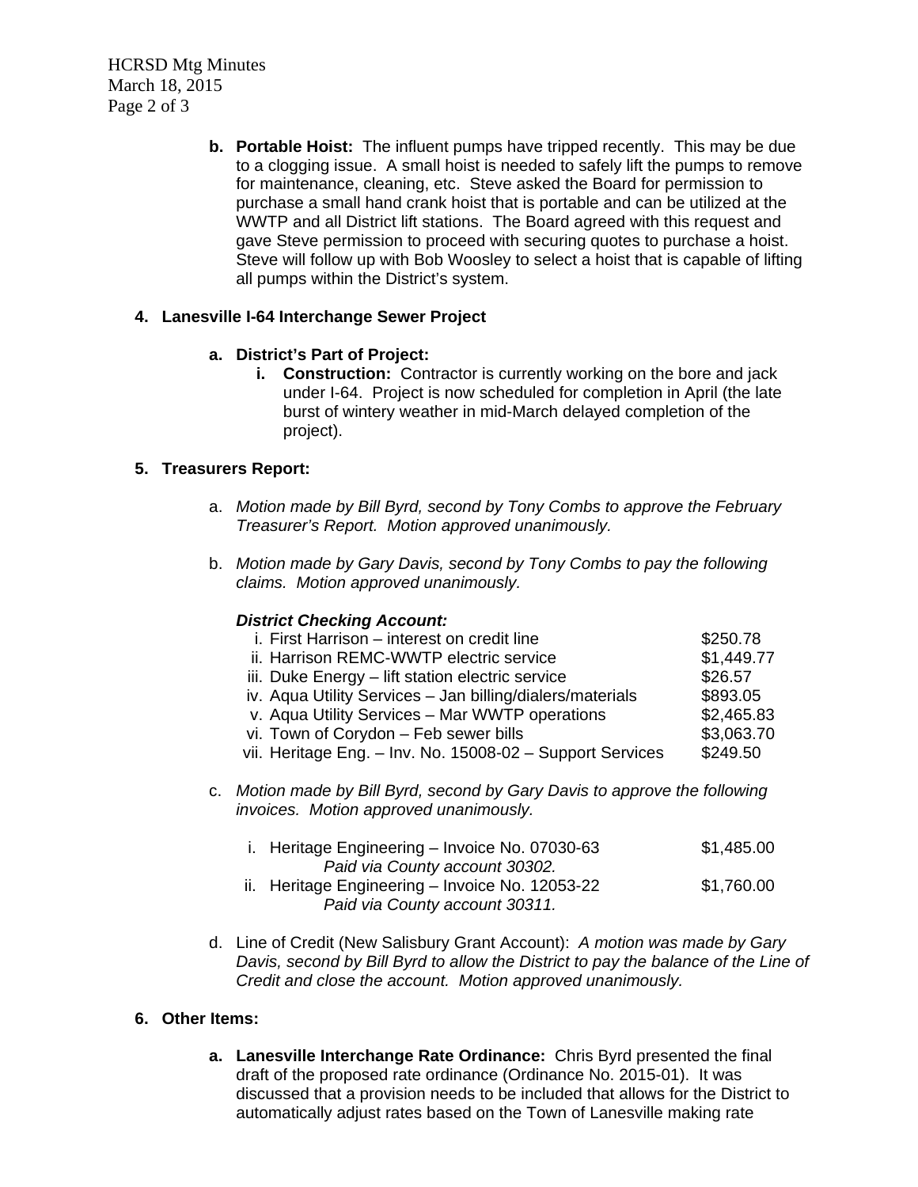b. **Portable Hoist:** The influent pumps have tripped recently. This may be due to a clogging issue. A small hoist is needed to safely lift the pumps to remove for maintenance, cleaning, etc. Steve asked the Board for permission to purchase a small hand crank hoist that is portable and can be utilized at the WWTP and all District lift stations. The Board agreed with this request and gave Steve permission to proceed with securing quotes to purchase a hoist. Steve will follow up with Bob Woosley to select a hoist that is capable of lifting all pumps within the District's system.

**4. Lanesville I-64 Interchange Sewer Project**

a. **District's Part of Project:**

i. **Construction:** Contractor is currently working on the bore and jack under I-64. Project is now scheduled for completion in April (the late burst of wintery weather in mid-March delayed completion of the project).

**5. Treasurers Report:**

a. *Motion made by Bill Byrd, second by Tony Combs to approve the February Treasurer's Report. Motion approved unanimously.*

b. *Motion made by Gary Davis, second by Tony Combs to pay the following claims. Motion approved unanimously.*

***District Checking Account:***

| | |
|---|---|
| i. First Harrison – interest on credit line | $250.78 |
| ii. Harrison REMC-WWTP electric service | $1,449.77 |
| iii. Duke Energy – lift station electric service | $26.57 |
| iv. Aqua Utility Services – Jan billing/dialers/materials | $893.05 |
| v. Aqua Utility Services – Mar WWTP operations | $2,465.83 |
| vi. Town of Corydon – Feb sewer bills | $3,063.70 |
| vii. Heritage Eng. – Inv. No. 15008-02 – Support Services | $249.50 |

c. *Motion made by Bill Byrd, second by Gary Davis to approve the following invoices. Motion approved unanimously.*

| | |
|---|---|
| i. Heritage Engineering – Invoice No. 07030-63<br>*Paid via County account 30302.* | $1,485.00 |
| ii. Heritage Engineering – Invoice No. 12053-22<br>*Paid via County account 30311.* | $1,760.00 |

d. Line of Credit (New Salisbury Grant Account): *A motion was made by Gary Davis, second by Bill Byrd to allow the District to pay the balance of the Line of Credit and close the account. Motion approved unanimously.*

**6. Other Items:**

a. **Lanesville Interchange Rate Ordinance:** Chris Byrd presented the final draft of the proposed rate ordinance (Ordinance No. 2015-01). It was discussed that a provision needs to be included that allows for the District to automatically adjust rates based on the Town of Lanesville making rate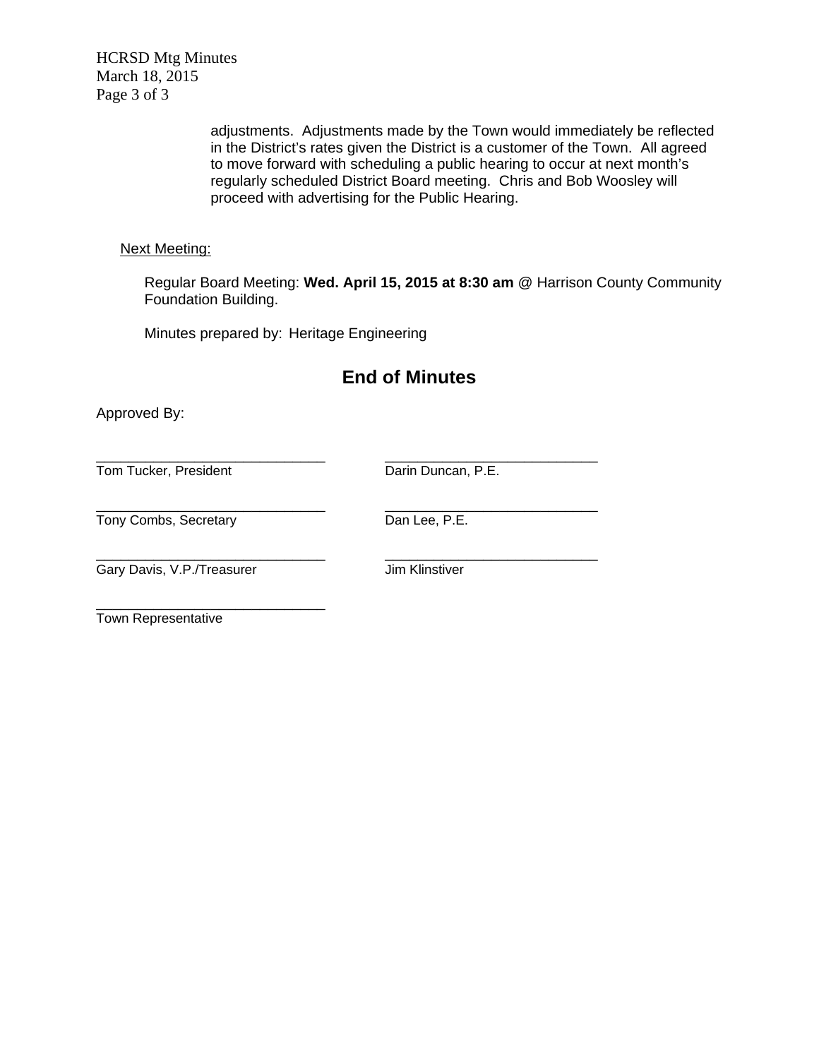adjustments. Adjustments made by the Town would immediately be reflected in the District's rates given the District is a customer of the Town. All agreed to move forward with scheduling a public hearing to occur at next month's regularly scheduled District Board meeting. Chris and Bob Woosley will proceed with advertising for the Public Hearing.

Next Meeting:

Regular Board Meeting: **Wed. April 15, 2015 at 8:30 am** @ Harrison County Community Foundation Building.

Minutes prepared by: Heritage Engineering

## End of Minutes

Approved By:

| | |
|---|---|
| \_\_\_\_\_\_\_\_\_\_\_\_\_\_\_\_\_\_\_\_\_\_\_\_\_\_\_\_ Tom Tucker, President | \_\_\_\_\_\_\_\_\_\_\_\_\_\_\_\_\_\_\_\_\_\_\_\_\_\_\_\_ Darin Duncan, P.E. |
| \_\_\_\_\_\_\_\_\_\_\_\_\_\_\_\_\_\_\_\_\_\_\_\_\_\_\_\_ Tony Combs, Secretary | \_\_\_\_\_\_\_\_\_\_\_\_\_\_\_\_\_\_\_\_\_\_\_\_\_\_\_\_ Dan Lee, P.E. |
| \_\_\_\_\_\_\_\_\_\_\_\_\_\_\_\_\_\_\_\_\_\_\_\_\_\_\_\_ Gary Davis, V.P./Treasurer | \_\_\_\_\_\_\_\_\_\_\_\_\_\_\_\_\_\_\_\_\_\_\_\_\_\_\_\_ Jim Klinstiver |
| \_\_\_\_\_\_\_\_\_\_\_\_\_\_\_\_\_\_\_\_\_\_\_\_\_\_\_\_ Town Representative | |